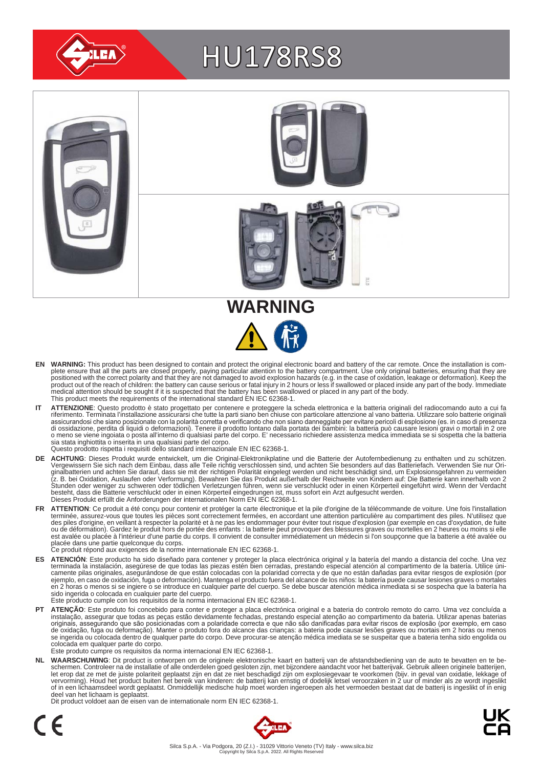# HU178RS8

## WARNING

**EN WARNING:** This product has been designed to contain and protect the original electronic board and battery of the car remote. Once the installation is complete ensure that all the parts are closed properly, paying particular attention to the battery compartment. Use only original batteries, ensuring that they are positioned with the correct polarity and that they are not damaged to avoid explosion hazards (e.g. in the case of oxidation, leakage or deformation). Keep the product out of the reach of children: the battery can cause serious or fatal injury in 2 hours or less if swallowed or placed inside any part of the body. Immediate medical attention should be sought if it is suspected that the battery has been swallowed or placed in any part of the body.
This product meets the requirements of the international standard EN IEC 62368-1.

**IT ATTENZIONE**: Questo prodotto è stato progettato per contenere e proteggere la scheda elettronica e la batteria originali del radiocomando auto a cui fa riferimento. Terminata l'installazione assicurarsi che tutte la parti siano ben chiuse con particolare attenzione al vano batteria. Utilizzare solo batterie originali assicurandosi che siano posizionate con la polarità corretta e verificando che non siano danneggiate per evitare pericoli di esplosione (es. in caso di presenza di ossidazione, perdita di liquidi o deformazioni). Tenere il prodotto lontano dalla portata dei bambini: la batteria può causare lesioni gravi o mortali in 2 ore o meno se viene ingoiata o posta all'interno di qualsiasi parte del corpo. E' necessario richiedere assistenza medica immediata se si sospetta che la batteria sia stata inghiottita o inserita in una qualsiasi parte del corpo.
Questo prodotto rispetta i requisiti dello standard internazionale EN IEC 62368-1.

**DE ACHTUNG**: Dieses Produkt wurde entwickelt, um die Original-Elektronikplatine und die Batterie der Autofernbedienung zu enthalten und zu schützen. Vergewissern Sie sich nach dem Einbau, dass alle Teile richtig verschlossen sind, und achten Sie besonders auf das Batteriefach. Verwenden Sie nur Originalbatterien und achten Sie darauf, dass sie mit der richtigen Polarität eingelegt werden und nicht beschädigt sind, um Explosionsgefahren zu vermeiden (z. B. bei Oxidation, Auslaufen oder Verformung). Bewahren Sie das Produkt außerhalb der Reichweite von Kindern auf: Die Batterie kann innerhalb von 2 Stunden oder weniger zu schweren oder tödlichen Verletzungen führen, wenn sie verschluckt oder in einen Körperteil eingeführt wird. Wenn der Verdacht besteht, dass die Batterie verschluckt oder in einen Körperteil eingedrungen ist, muss sofort ein Arzt aufgesucht werden.
Dieses Produkt erfüllt die Anforderungen der internationalen Norm EN IEC 62368-1.

**FR ATTENTION**: Ce produit a été conçu pour contenir et protéger la carte électronique et la pile d'origine de la télécommande de voiture. Une fois l'installation terminée, assurez-vous que toutes les pièces sont correctement fermées, en accordant une attention particulière au compartiment des piles. N'utilisez que des piles d'origine, en veillant à respecter la polarité et à ne pas les endommager pour éviter tout risque d'explosion (par exemple en cas d'oxydation, de fuite ou de déformation). Gardez le produit hors de portée des enfants : la batterie peut provoquer des blessures graves ou mortelles en 2 heures ou moins si elle est avalée ou placée à l'intérieur d'une partie du corps. Il convient de consulter immédiatement un médecin si l'on soupçonne que la batterie a été avalée ou placée dans une partie quelconque du corps.
Ce produit répond aux exigences de la norme internationale EN IEC 62368-1.

**ES ATENCIÓN**: Este producto ha sido diseñado para contener y proteger la placa electrónica original y la batería del mando a distancia del coche. Una vez terminada la instalación, asegúrese de que todas las piezas estén bien cerradas, prestando especial atención al compartimento de la batería. Utilice únicamente pilas originales, asegurándose de que están colocadas con la polaridad correcta y de que no están dañadas para evitar riesgos de explosión (por ejemplo, en caso de oxidación, fuga o deformación). Mantenga el producto fuera del alcance de los niños: la batería puede causar lesiones graves o mortales en 2 horas o menos si se ingiere o se introduce en cualquier parte del cuerpo. Se debe buscar atención médica inmediata si se sospecha que la batería ha sido ingerida o colocada en cualquier parte del cuerpo.
Este producto cumple con los requisitos de la norma internacional EN IEC 62368-1.

**PT ATENÇÃO**: Este produto foi concebido para conter e proteger a placa electrónica original e a bateria do controlo remoto do carro. Uma vez concluída a instalação, assegurar que todas as peças estão devidamente fechadas, prestando especial atenção ao compartimento da bateria. Utilizar apenas baterias originais, assegurando que são posicionadas com a polaridade correcta e que não são danificadas para evitar riscos de explosão (por exemplo, em caso de oxidação, fuga ou deformação). Manter o produto fora do alcance das crianças: a bateria pode causar lesões graves ou mortais em 2 horas ou menos se ingerida ou colocada dentro de qualquer parte do corpo. Deve procurar-se atenção médica imediata se se suspeitar que a bateria tenha sido engolida ou colocada em qualquer parte do corpo.
Este produto cumpre os requisitos da norma internacional EN IEC 62368-1.

**NL WAARSCHUWING**: Dit product is ontworpen om de originele elektronische kaart en batterij van de afstandsbediening van de auto te bevatten en te beschermen. Controleer na de installatie of alle onderdelen goed gesloten zijn, met bijzondere aandacht voor het batterijvak. Gebruik alleen originele batterijen, let erop dat ze met de juiste polariteit geplaatst zijn en dat ze niet beschadigd zijn om explosiegevaar te voorkomen (bijv. in geval van oxidatie, lekkage of vervorming). Houd het product buiten het bereik van kinderen: de batterij kan ernstig of dodelijk letsel veroorzaken in 2 uur of minder als ze wordt ingeslikt of in een lichaamsdeel wordt geplaatst. Onmiddellijk medische hulp moet worden ingeroepen als het vermoeden bestaat dat de batterij is ingeslikt of in enig deel van het lichaam is geplaatst.
Dit product voldoet aan de eisen van de internationale norm EN IEC 62368-1.

Silca S.p.A. - Via Podgora, 20 (Z.I.) - 31029 Vittorio Veneto (TV) Italy - www.silca.biz
Copyright by Silca S.p.A. 2022. All Rights Reserved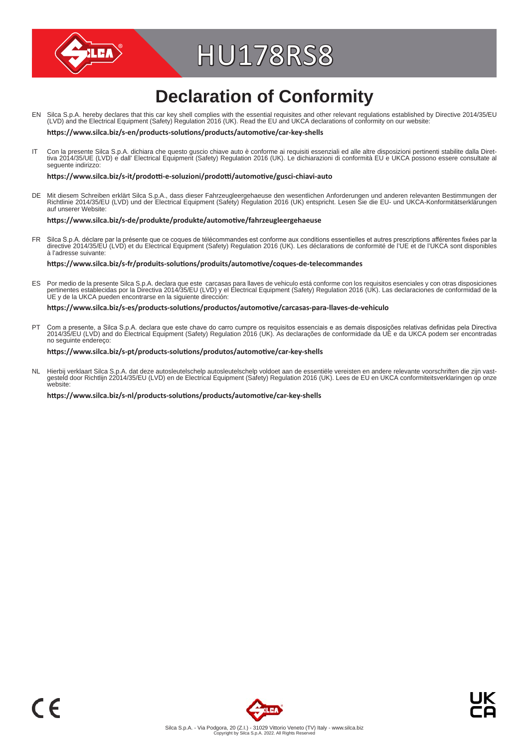# HU178RS8

## Declaration of Conformity

EN Silca S.p.A. hereby declares that this car key shell complies with the essential requisites and other relevant regulations established by Directive 2014/35/EU (LVD) and the Electrical Equipment (Safety) Regulation 2016 (UK). Read the EU and UKCA declarations of conformity on our website:

**https://www.silca.biz/s-en/products-solutions/products/automotive/car-key-shells**

IT Con la presente Silca S.p.A. dichiara che questo guscio chiave auto è conforme ai requisiti essenziali ed alle altre disposizioni pertinenti stabilite dalla Direttiva 2014/35/UE (LVD) e dall' Electrical Equipment (Safety) Regulation 2016 (UK). Le dichiarazioni di conformità EU e UKCA possono essere consultate al seguente indirizzo:

**https://www.silca.biz/s-it/prodotti-e-soluzioni/prodotti/automotive/gusci-chiavi-auto**

DE Mit diesem Schreiben erklärt Silca S.p.A., dass dieser Fahrzeugleergehaeuse den wesentlichen Anforderungen und anderen relevanten Bestimmungen der Richtlinie 2014/35/EU (LVD) und der Electrical Equipment (Safety) Regulation 2016 (UK) entspricht. Lesen Sie die EU- und UKCA-Konformitätserklärungen auf unserer Website:

**https://www.silca.biz/s-de/produkte/produkte/automotive/fahrzeugleergehaeuse**

FR Silca S.p.A. déclare par la présente que ce coques de télécommandes est conforme aux conditions essentielles et autres prescriptions afférentes fixées par la directive 2014/35/EU (LVD) et du Electrical Equipment (Safety) Regulation 2016 (UK). Les déclarations de conformité de l'UE et de l'UKCA sont disponibles à l'adresse suivante:

**https://www.silca.biz/s-fr/produits-solutions/produits/automotive/coques-de-telecommandes**

ES Por medio de la presente Silca S.p.A. declara que este carcasas para llaves de vehiculo está conforme con los requisitos esenciales y con otras disposiciones pertinentes establecidas por la Directiva 2014/35/EU (LVD) y el Electrical Equipment (Safety) Regulation 2016 (UK). Las declaraciones de conformidad de la UE y de la UKCA pueden encontrarse en la siguiente dirección:

**https://www.silca.biz/s-es/products-solutions/productos/automotive/carcasas-para-llaves-de-vehiculo**

PT Com a presente, a Silca S.p.A. declara que este chave do carro cumpre os requisitos essenciais e as demais disposições relativas definidas pela Directiva 2014/35/EU (LVD) and do Electrical Equipment (Safety) Regulation 2016 (UK). As declarações de conformidade da UE e da UKCA podem ser encontradas no seguinte endereço:

**https://www.silca.biz/s-pt/products-solutions/produtos/automotive/car-key-shells**

NL Hierbij verklaart Silca S.p.A. dat deze autosleutelschelp autosleutelschelp voldoet aan de essentiële vereisten en andere relevante voorschriften die zijn vastgesteld door Richtlijn 22014/35/EU (LVD) en de Electrical Equipment (Safety) Regulation 2016 (UK). Lees de EU en UKCA conformiteitsverklaringen op onze website:

**https://www.silca.biz/s-nl/products-solutions/products/automotive/car-key-shells**

CE

UK CA

Silca S.p.A. - Via Podgora, 20 (Z.I.) - 31029 Vittorio Veneto (TV) Italy - www.silca.biz
Copyright by Silca S.p.A. 2022. All Rights Reserved